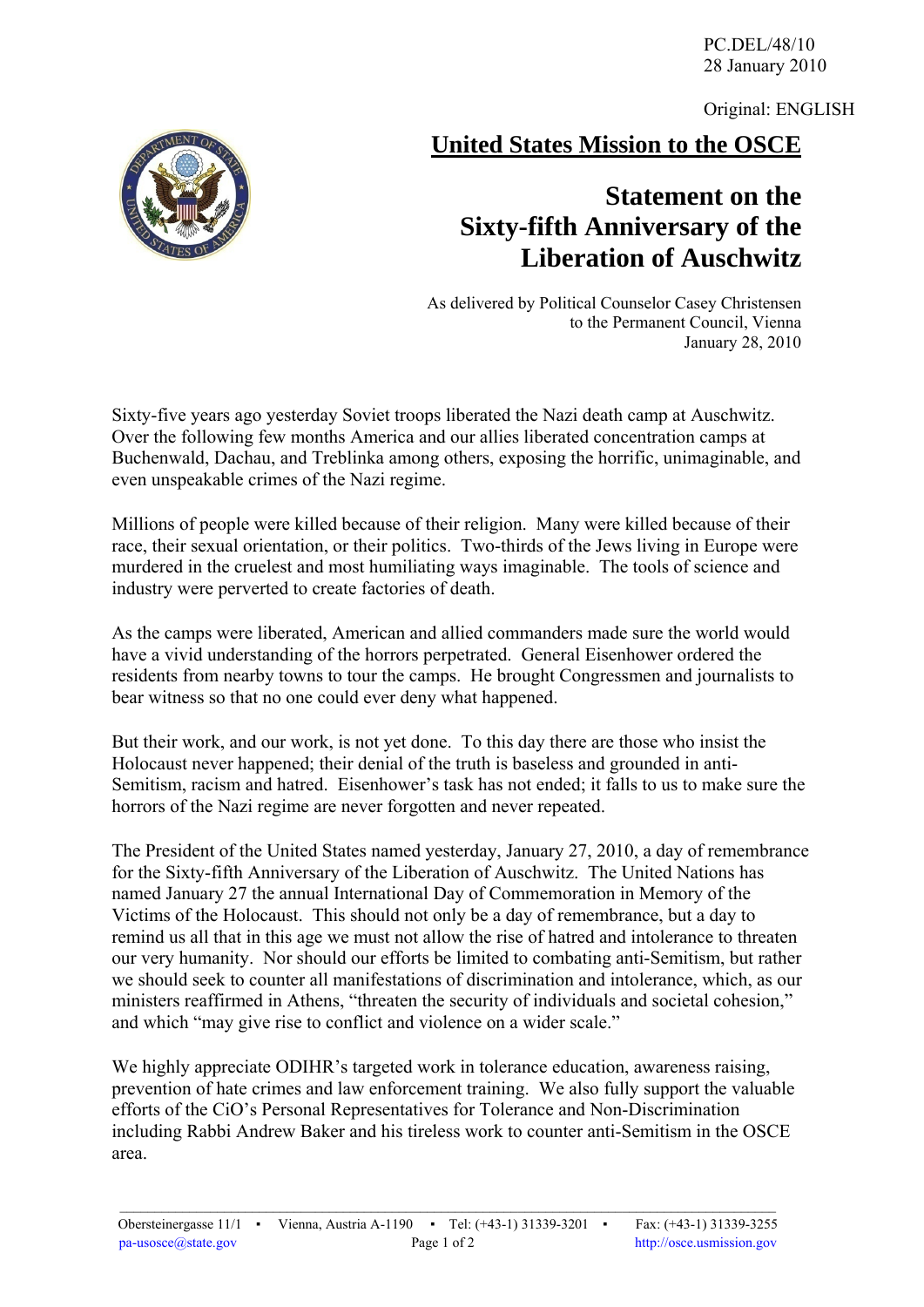PC.DEL/48/10
28 January 2010

Original: ENGLISH

# United States Mission to the OSCE

## Statement on the Sixty-fifth Anniversary of the Liberation of Auschwitz

As delivered by Political Counselor Casey Christensen
to the Permanent Council, Vienna
January 28, 2010

Sixty-five years ago yesterday Soviet troops liberated the Nazi death camp at Auschwitz. Over the following few months America and our allies liberated concentration camps at Buchenwald, Dachau, and Treblinka among others, exposing the horrific, unimaginable, and even unspeakable crimes of the Nazi regime.

Millions of people were killed because of their religion. Many were killed because of their race, their sexual orientation, or their politics. Two-thirds of the Jews living in Europe were murdered in the cruelest and most humiliating ways imaginable. The tools of science and industry were perverted to create factories of death.

As the camps were liberated, American and allied commanders made sure the world would have a vivid understanding of the horrors perpetrated. General Eisenhower ordered the residents from nearby towns to tour the camps. He brought Congressmen and journalists to bear witness so that no one could ever deny what happened.

But their work, and our work, is not yet done. To this day there are those who insist the Holocaust never happened; their denial of the truth is baseless and grounded in anti-Semitism, racism and hatred. Eisenhower's task has not ended; it falls to us to make sure the horrors of the Nazi regime are never forgotten and never repeated.

The President of the United States named yesterday, January 27, 2010, a day of remembrance for the Sixty-fifth Anniversary of the Liberation of Auschwitz. The United Nations has named January 27 the annual International Day of Commemoration in Memory of the Victims of the Holocaust. This should not only be a day of remembrance, but a day to remind us all that in this age we must not allow the rise of hatred and intolerance to threaten our very humanity. Nor should our efforts be limited to combating anti-Semitism, but rather we should seek to counter all manifestations of discrimination and intolerance, which, as our ministers reaffirmed in Athens, "threaten the security of individuals and societal cohesion," and which "may give rise to conflict and violence on a wider scale."

We highly appreciate ODIHR's targeted work in tolerance education, awareness raising, prevention of hate crimes and law enforcement training. We also fully support the valuable efforts of the CiO's Personal Representatives for Tolerance and Non-Discrimination including Rabbi Andrew Baker and his tireless work to counter anti-Semitism in the OSCE area.

Obersteinergasse 11/1 ▪ Vienna, Austria A-1190 ▪ Tel: (+43-1) 31339-3201 ▪ Fax: (+43-1) 31339-3255
pa-usosce@state.gov http://osce.usmission.gov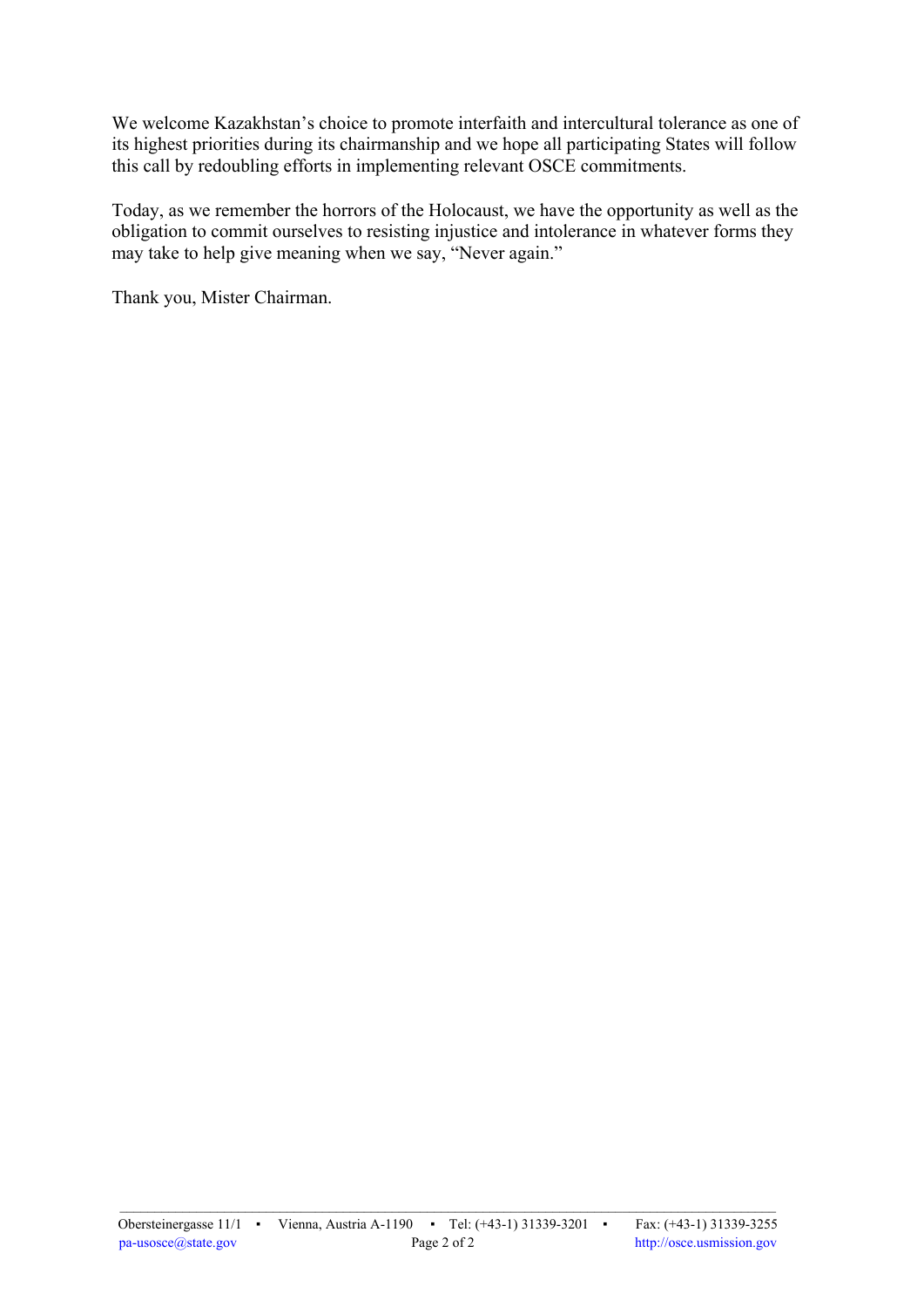We welcome Kazakhstan's choice to promote interfaith and intercultural tolerance as one of its highest priorities during its chairmanship and we hope all participating States will follow this call by redoubling efforts in implementing relevant OSCE commitments.

Today, as we remember the horrors of the Holocaust, we have the opportunity as well as the obligation to commit ourselves to resisting injustice and intolerance in whatever forms they may take to help give meaning when we say, "Never again."

Thank you, Mister Chairman.